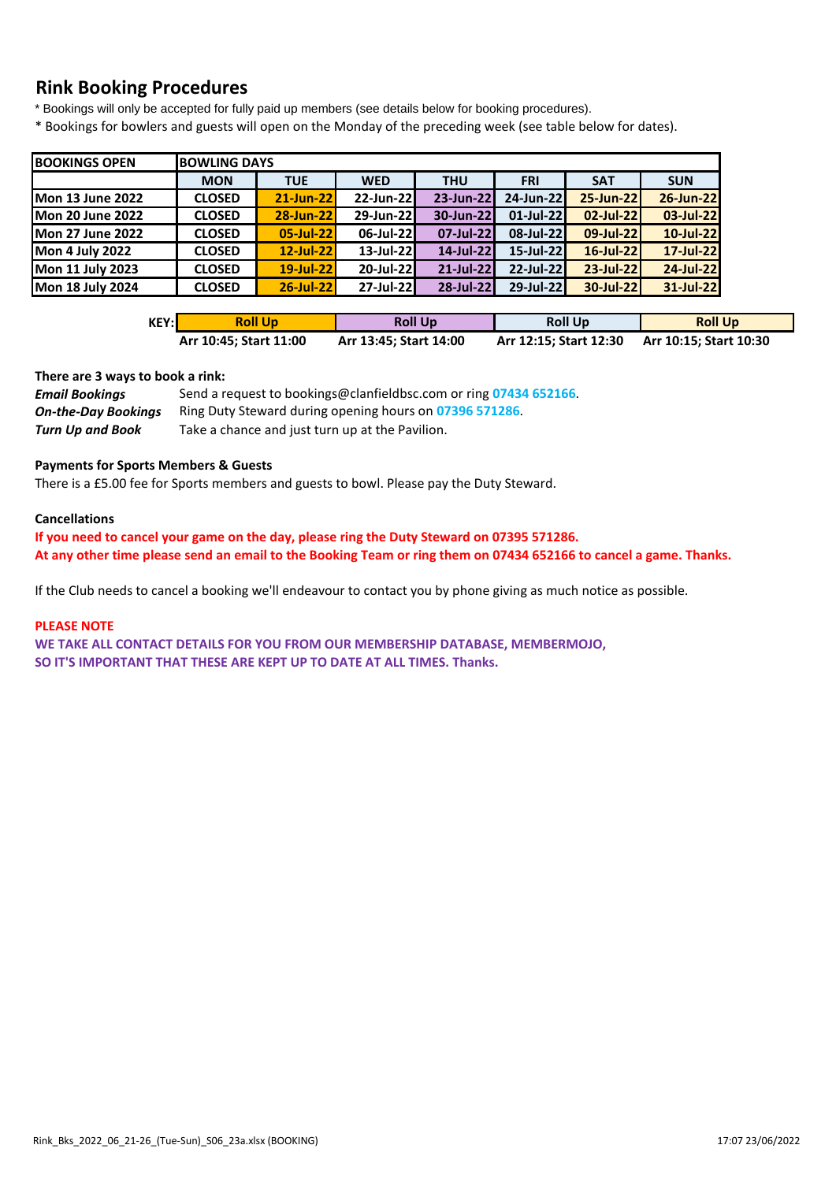## Rink Booking Procedures

\* Bookings will only be accepted for fully paid up members (see details below for booking procedures).

\* Bookings for bowlers and guests will open on the Monday of the preceding week (see table below for dates).

| BOOKINGS OPEN | BOWLING DAYS | | | | | | |
|---|---|---|---|---|---|---|---|
| | MON | TUE | WED | THU | FRI | SAT | SUN |
| Mon 13 June 2022 | CLOSED | 21-Jun-22 | 22-Jun-22 | 23-Jun-22 | 24-Jun-22 | 25-Jun-22 | 26-Jun-22 |
| Mon 20 June 2022 | CLOSED | 28-Jun-22 | 29-Jun-22 | 30-Jun-22 | 01-Jul-22 | 02-Jul-22 | 03-Jul-22 |
| Mon 27 June 2022 | CLOSED | 05-Jul-22 | 06-Jul-22 | 07-Jul-22 | 08-Jul-22 | 09-Jul-22 | 10-Jul-22 |
| Mon 4 July 2022 | CLOSED | 12-Jul-22 | 13-Jul-22 | 14-Jul-22 | 15-Jul-22 | 16-Jul-22 | 17-Jul-22 |
| Mon 11 July 2023 | CLOSED | 19-Jul-22 | 20-Jul-22 | 21-Jul-22 | 22-Jul-22 | 23-Jul-22 | 24-Jul-22 |
| Mon 18 July 2024 | CLOSED | 26-Jul-22 | 27-Jul-22 | 28-Jul-22 | 29-Jul-22 | 30-Jul-22 | 31-Jul-22 |

| KEY: | Roll Up | Roll Up | Roll Up | Roll Up |
|---|---|---|---|---|
| | Arr 10:45; Start 11:00 | Arr 13:45; Start 14:00 | Arr 12:15; Start 12:30 | Arr 10:15; Start 10:30 |

**There are 3 ways to book a rink:**

***Email Bookings*** Send a request to bookings@clanfieldbsc.com or ring **07434 652166**.

***On-the-Day Bookings*** Ring Duty Steward during opening hours on **07396 571286**.

***Turn Up and Book*** Take a chance and just turn up at the Pavilion.

**Payments for Sports Members & Guests**

There is a £5.00 fee for Sports members and guests to bowl. Please pay the Duty Steward.

**Cancellations**

**If you need to cancel your game on the day, please ring the Duty Steward on 07395 571286.**

**At any other time please send an email to the Booking Team or ring them on 07434 652166 to cancel a game. Thanks.**

If the Club needs to cancel a booking we'll endeavour to contact you by phone giving as much notice as possible.

**PLEASE NOTE**

**WE TAKE ALL CONTACT DETAILS FOR YOU FROM OUR MEMBERSHIP DATABASE, MEMBERMOJO, SO IT'S IMPORTANT THAT THESE ARE KEPT UP TO DATE AT ALL TIMES. Thanks.**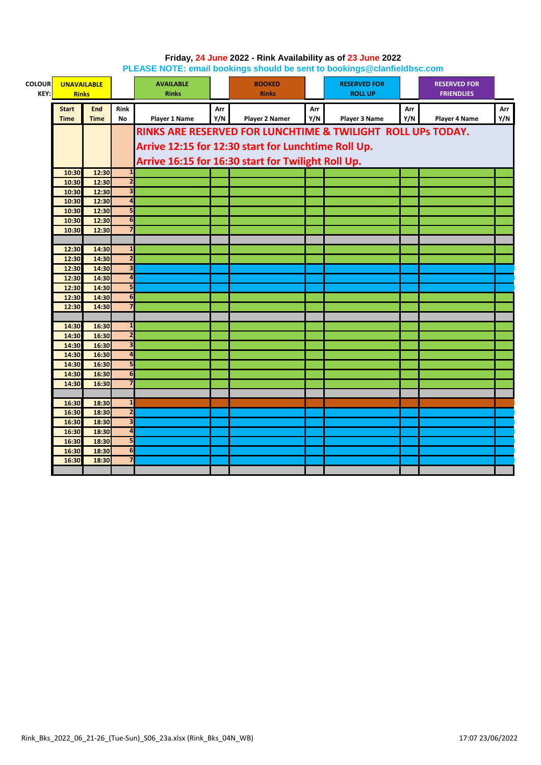**Friday, 24 June 2022 - Rink Availability as of 23 June 2022**

**PLEASE NOTE: email bookings should be sent to bookings@clanfieldbsc.com**

| COLOUR KEY: | UNAVAILABLE Rinks | AVAILABLE Rinks | BOOKED Rinks | RESERVED FOR ROLL UP | RESERVED FOR FRIENDLIES |
|---|---|---|---|---|---|

| Start Time | End Time | Rink No | Player 1 Name | Arr Y/N | Player 2 Namer | Arr Y/N | Player 3 Name | Arr Y/N | Player 4 Name | Arr Y/N |
|---|---|---|---|---|---|---|---|---|---|---|
| | | | **RINKS ARE RESERVED FOR LUNCHTIME & TWILIGHT ROLL UPs TODAY.** | | | | | | | |
| | | | **Arrive 12:15 for 12:30 start for Lunchtime Roll Up.** | | | | | | | |
| | | | **Arrive 16:15 for 16:30 start for Twilight Roll Up.** | | | | | | | |
| 10:30 | 12:30 | 1 | | | | | | | | |
| 10:30 | 12:30 | 2 | | | | | | | | |
| 10:30 | 12:30 | 3 | | | | | | | | |
| 10:30 | 12:30 | 4 | | | | | | | | |
| 10:30 | 12:30 | 5 | | | | | | | | |
| 10:30 | 12:30 | 6 | | | | | | | | |
| 10:30 | 12:30 | 7 | | | | | | | | |
| | | | | | | | | | | |
| 12:30 | 14:30 | 1 | | | | | | | | |
| 12:30 | 14:30 | 2 | | | | | | | | |
| 12:30 | 14:30 | 3 | | | | | | | | |
| 12:30 | 14:30 | 4 | | | | | | | | |
| 12:30 | 14:30 | 5 | | | | | | | | |
| 12:30 | 14:30 | 6 | | | | | | | | |
| 12:30 | 14:30 | 7 | | | | | | | | |
| | | | | | | | | | | |
| 14:30 | 16:30 | 1 | | | | | | | | |
| 14:30 | 16:30 | 2 | | | | | | | | |
| 14:30 | 16:30 | 3 | | | | | | | | |
| 14:30 | 16:30 | 4 | | | | | | | | |
| 14:30 | 16:30 | 5 | | | | | | | | |
| 14:30 | 16:30 | 6 | | | | | | | | |
| 14:30 | 16:30 | 7 | | | | | | | | |
| | | | | | | | | | | |
| 16:30 | 18:30 | 1 | | | | | | | | |
| 16:30 | 18:30 | 2 | | | | | | | | |
| 16:30 | 18:30 | 3 | | | | | | | | |
| 16:30 | 18:30 | 4 | | | | | | | | |
| 16:30 | 18:30 | 5 | | | | | | | | |
| 16:30 | 18:30 | 6 | | | | | | | | |
| 16:30 | 18:30 | 7 | | | | | | | | |
| | | | | | | | | | | |

Rink_Bks_2022_06_21-26_(Tue-Sun)_S06_23a.xlsx (Rink_Bks_04N_WB) 17:07 23/06/2022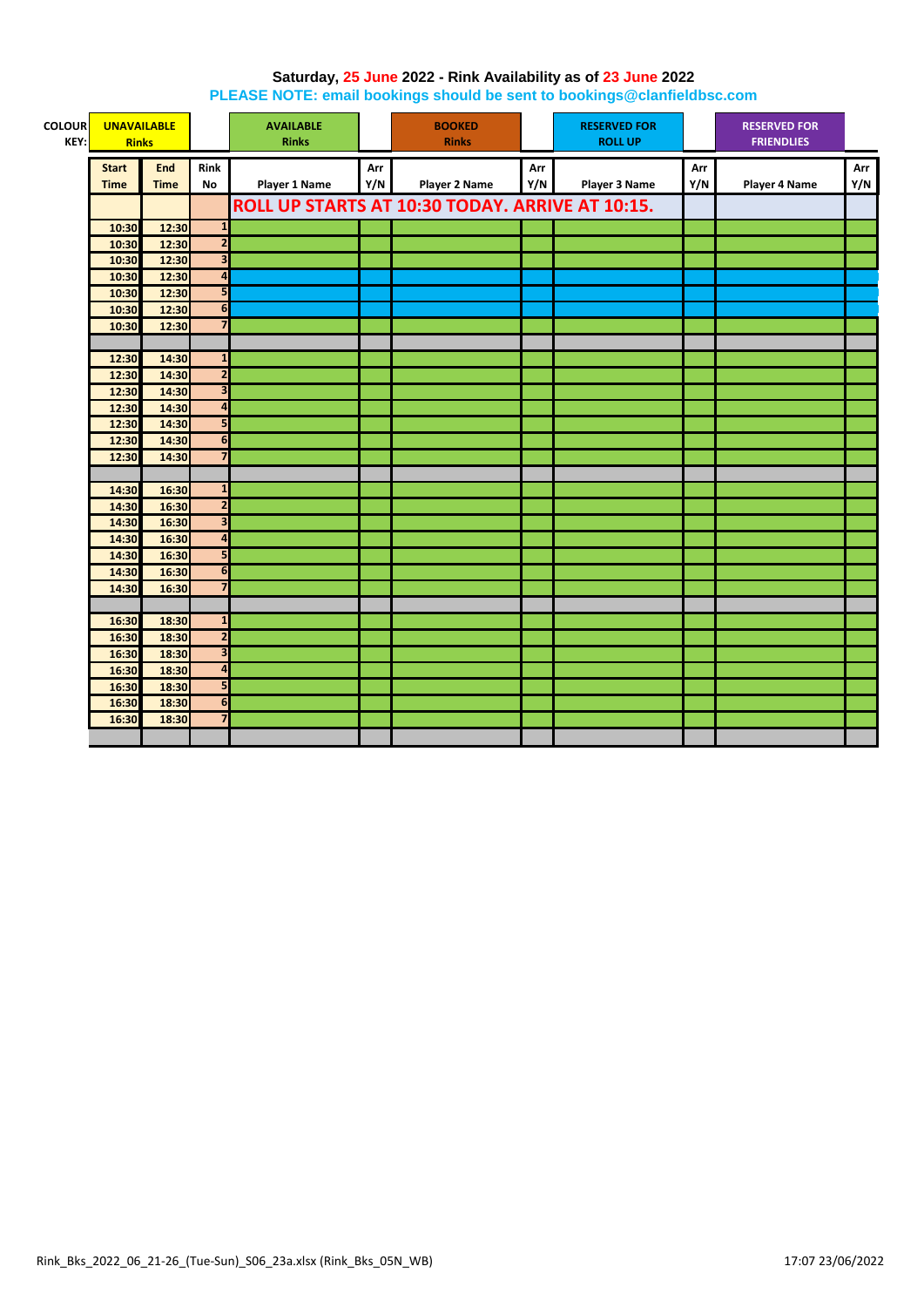**Saturday, 25 June 2022 - Rink Availability as of 23 June 2022**

**PLEASE NOTE: email bookings should be sent to bookings@clanfieldbsc.com**

| COLOUR KEY: | UNAVAILABLE Rinks | AVAILABLE Rinks | BOOKED Rinks | RESERVED FOR ROLL UP | RESERVED FOR FRIENDLIES |
|---|---|---|---|---|---|

| Start Time | End Time | Rink No | Player 1 Name | Arr Y/N | Player 2 Name | Arr Y/N | Player 3 Name | Arr Y/N | Player 4 Name | Arr Y/N |
|---|---|---|---|---|---|---|---|---|---|---|
| | | | ROLL UP STARTS AT 10:30 TODAY. ARRIVE AT 10:15. | | | | | | | |
| 10:30 | 12:30 | 1 | | | | | | | | |
| 10:30 | 12:30 | 2 | | | | | | | | |
| 10:30 | 12:30 | 3 | | | | | | | | |
| 10:30 | 12:30 | 4 | | | | | | | | |
| 10:30 | 12:30 | 5 | | | | | | | | |
| 10:30 | 12:30 | 6 | | | | | | | | |
| 10:30 | 12:30 | 7 | | | | | | | | |
| | | | | | | | | | | |
| 12:30 | 14:30 | 1 | | | | | | | | |
| 12:30 | 14:30 | 2 | | | | | | | | |
| 12:30 | 14:30 | 3 | | | | | | | | |
| 12:30 | 14:30 | 4 | | | | | | | | |
| 12:30 | 14:30 | 5 | | | | | | | | |
| 12:30 | 14:30 | 6 | | | | | | | | |
| 12:30 | 14:30 | 7 | | | | | | | | |
| | | | | | | | | | | |
| 14:30 | 16:30 | 1 | | | | | | | | |
| 14:30 | 16:30 | 2 | | | | | | | | |
| 14:30 | 16:30 | 3 | | | | | | | | |
| 14:30 | 16:30 | 4 | | | | | | | | |
| 14:30 | 16:30 | 5 | | | | | | | | |
| 14:30 | 16:30 | 6 | | | | | | | | |
| 14:30 | 16:30 | 7 | | | | | | | | |
| | | | | | | | | | | |
| 16:30 | 18:30 | 1 | | | | | | | | |
| 16:30 | 18:30 | 2 | | | | | | | | |
| 16:30 | 18:30 | 3 | | | | | | | | |
| 16:30 | 18:30 | 4 | | | | | | | | |
| 16:30 | 18:30 | 5 | | | | | | | | |
| 16:30 | 18:30 | 6 | | | | | | | | |
| 16:30 | 18:30 | 7 | | | | | | | | |
| | | | | | | | | | | |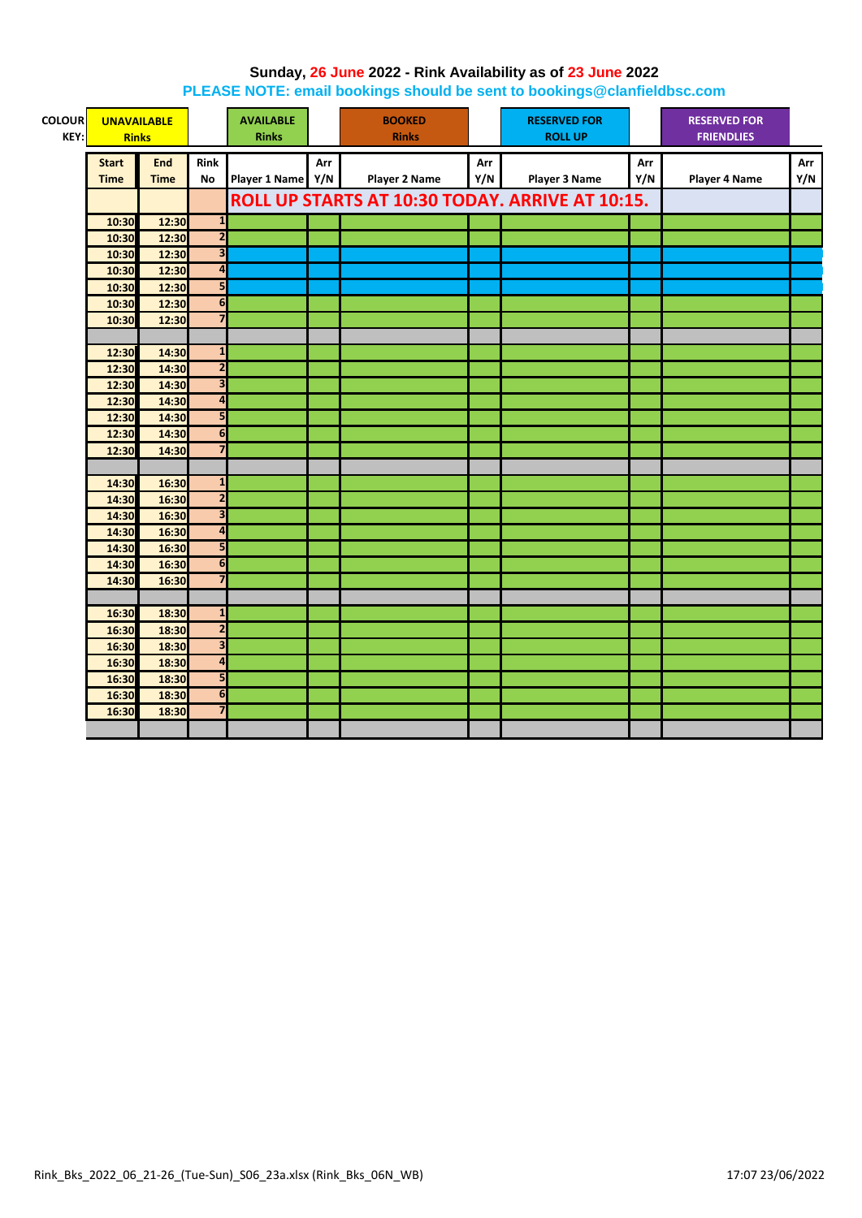**Sunday, 26 June 2022 - Rink Availability as of 23 June 2022**

**PLEASE NOTE: email bookings should be sent to bookings@clanfieldbsc.com**

| COLOUR KEY: | UNAVAILABLE Rinks | AVAILABLE Rinks | BOOKED Rinks | RESERVED FOR ROLL UP | RESERVED FOR FRIENDLIES |
|---|---|---|---|---|---|

| Start Time | End Time | Rink No | Player 1 Name | Arr Y/N | Player 2 Name | Arr Y/N | Player 3 Name | Arr Y/N | Player 4 Name | Arr Y/N |
|---|---|---|---|---|---|---|---|---|---|---|
| | | | ROLL UP STARTS AT 10:30 TODAY. ARRIVE AT 10:15. | | | | | | | |
| 10:30 | 12:30 | 1 | | | | | | | | |
| 10:30 | 12:30 | 2 | | | | | | | | |
| 10:30 | 12:30 | 3 | | | | | | | | |
| 10:30 | 12:30 | 4 | | | | | | | | |
| 10:30 | 12:30 | 5 | | | | | | | | |
| 10:30 | 12:30 | 6 | | | | | | | | |
| 10:30 | 12:30 | 7 | | | | | | | | |
| | | | | | | | | | | |
| 12:30 | 14:30 | 1 | | | | | | | | |
| 12:30 | 14:30 | 2 | | | | | | | | |
| 12:30 | 14:30 | 3 | | | | | | | | |
| 12:30 | 14:30 | 4 | | | | | | | | |
| 12:30 | 14:30 | 5 | | | | | | | | |
| 12:30 | 14:30 | 6 | | | | | | | | |
| 12:30 | 14:30 | 7 | | | | | | | | |
| | | | | | | | | | | |
| 14:30 | 16:30 | 1 | | | | | | | | |
| 14:30 | 16:30 | 2 | | | | | | | | |
| 14:30 | 16:30 | 3 | | | | | | | | |
| 14:30 | 16:30 | 4 | | | | | | | | |
| 14:30 | 16:30 | 5 | | | | | | | | |
| 14:30 | 16:30 | 6 | | | | | | | | |
| 14:30 | 16:30 | 7 | | | | | | | | |
| | | | | | | | | | | |
| 16:30 | 18:30 | 1 | | | | | | | | |
| 16:30 | 18:30 | 2 | | | | | | | | |
| 16:30 | 18:30 | 3 | | | | | | | | |
| 16:30 | 18:30 | 4 | | | | | | | | |
| 16:30 | 18:30 | 5 | | | | | | | | |
| 16:30 | 18:30 | 6 | | | | | | | | |
| 16:30 | 18:30 | 7 | | | | | | | | |
| | | | | | | | | | | |

Rink_Bks_2022_06_21-26_(Tue-Sun)_S06_23a.xlsx (Rink_Bks_06N_WB) 17:07 23/06/2022